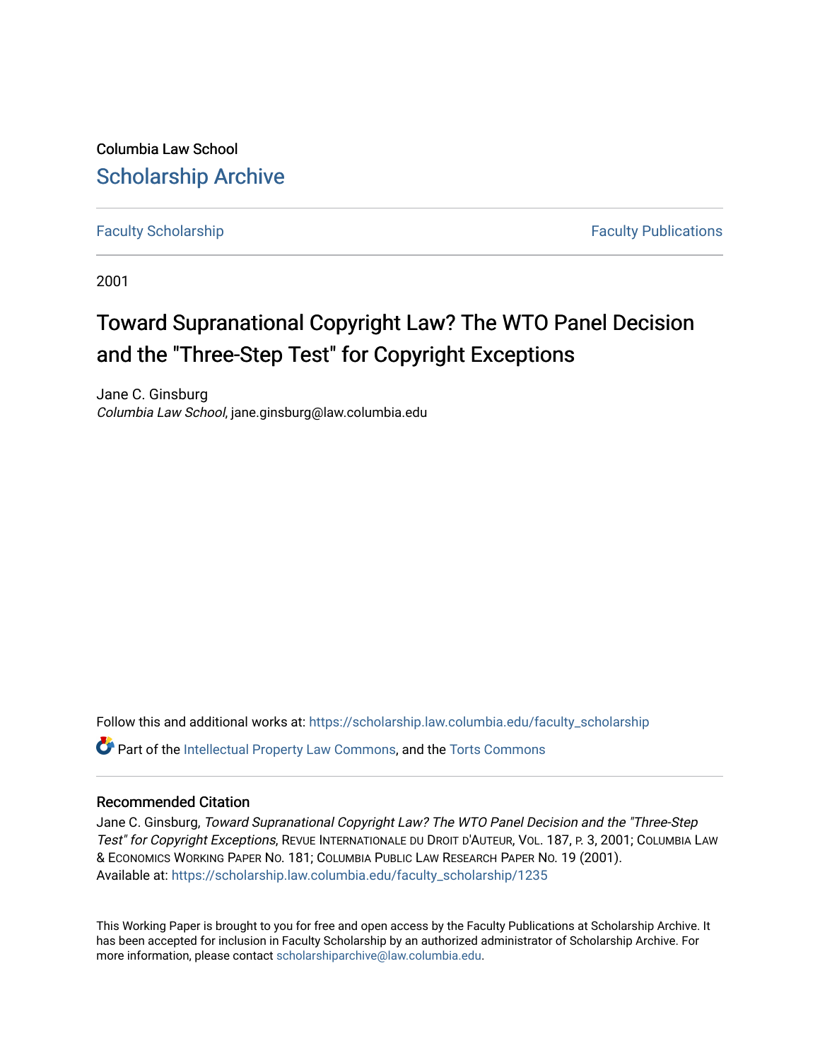Columbia Law School

## Scholarship Archive

Faculty Scholarship | Faculty Publications

2001

# Toward Supranational Copyright Law? The WTO Panel Decision and the "Three-Step Test" for Copyright Exceptions

Jane C. Ginsburg
*Columbia Law School*, jane.ginsburg@law.columbia.edu

Follow this and additional works at: https://scholarship.law.columbia.edu/faculty_scholarship

Part of the Intellectual Property Law Commons, and the Torts Commons

### Recommended Citation

Jane C. Ginsburg, *Toward Supranational Copyright Law? The WTO Panel Decision and the "Three-Step Test" for Copyright Exceptions*, REVUE INTERNATIONALE DU DROIT D'AUTEUR, VOL. 187, P. 3, 2001; COLUMBIA LAW & ECONOMICS WORKING PAPER NO. 181; COLUMBIA PUBLIC LAW RESEARCH PAPER NO. 19 (2001).
Available at: https://scholarship.law.columbia.edu/faculty_scholarship/1235

This Working Paper is brought to you for free and open access by the Faculty Publications at Scholarship Archive. It has been accepted for inclusion in Faculty Scholarship by an authorized administrator of Scholarship Archive. For more information, please contact scholarshiparchive@law.columbia.edu.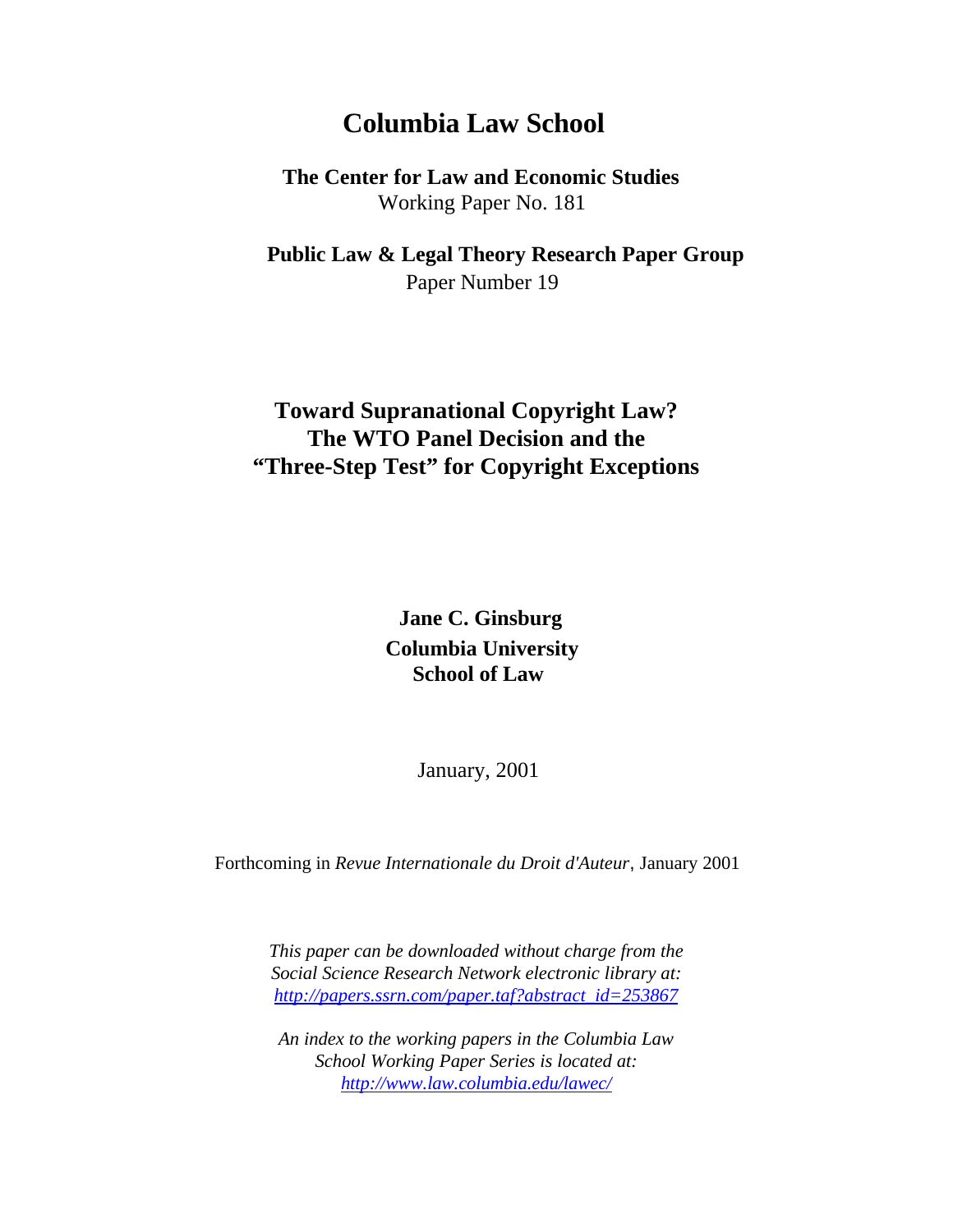# Columbia Law School

**The Center for Law and Economic Studies**
Working Paper No. 181

**Public Law & Legal Theory Research Paper Group**
Paper Number 19

## Toward Supranational Copyright Law? The WTO Panel Decision and the "Three-Step Test" for Copyright Exceptions

**Jane C. Ginsburg**
**Columbia University**
**School of Law**

January, 2001

Forthcoming in *Revue Internationale du Droit d'Auteur*, January 2001

*This paper can be downloaded without charge from the Social Science Research Network electronic library at:* *http://papers.ssrn.com/paper.taf?abstract_id=253867*

*An index to the working papers in the Columbia Law School Working Paper Series is located at:* *http://www.law.columbia.edu/lawec/*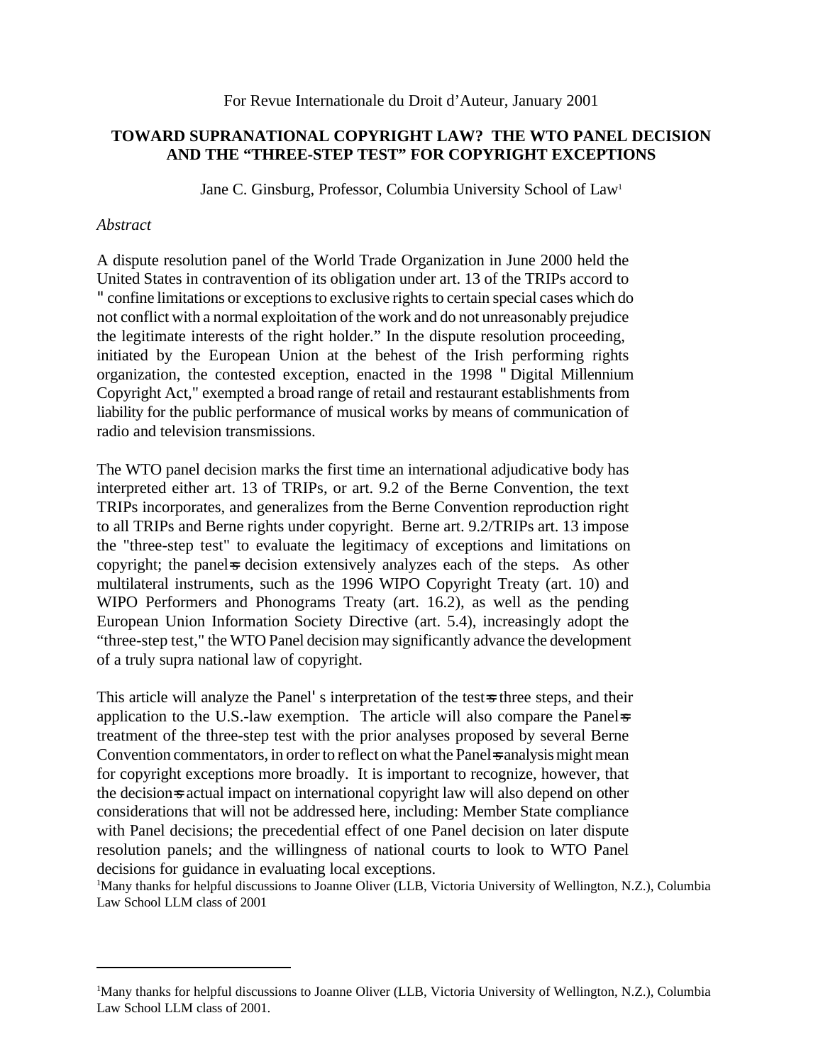For Revue Internationale du Droit d'Auteur, January 2001

**TOWARD SUPRANATIONAL COPYRIGHT LAW? THE WTO PANEL DECISION AND THE "THREE-STEP TEST" FOR COPYRIGHT EXCEPTIONS**

Jane C. Ginsburg, Professor, Columbia University School of Law[1]

*Abstract*

A dispute resolution panel of the World Trade Organization in June 2000 held the United States in contravention of its obligation under art. 13 of the TRIPs accord to "confine limitations or exceptions to exclusive rights to certain special cases which do not conflict with a normal exploitation of the work and do not unreasonably prejudice the legitimate interests of the right holder." In the dispute resolution proceeding, initiated by the European Union at the behest of the Irish performing rights organization, the contested exception, enacted in the 1998 "Digital Millennium Copyright Act," exempted a broad range of retail and restaurant establishments from liability for the public performance of musical works by means of communication of radio and television transmissions.

The WTO panel decision marks the first time an international adjudicative body has interpreted either art. 13 of TRIPs, or art. 9.2 of the Berne Convention, the text TRIPs incorporates, and generalizes from the Berne Convention reproduction right to all TRIPs and Berne rights under copyright. Berne art. 9.2/TRIPs art. 13 impose the "three-step test" to evaluate the legitimacy of exceptions and limitations on copyright; the panel's decision extensively analyzes each of the steps. As other multilateral instruments, such as the 1996 WIPO Copyright Treaty (art. 10) and WIPO Performers and Phonograms Treaty (art. 16.2), as well as the pending European Union Information Society Directive (art. 5.4), increasingly adopt the "three-step test," the WTO Panel decision may significantly advance the development of a truly supra national law of copyright.

This article will analyze the Panel's interpretation of the test's three steps, and their application to the U.S.-law exemption. The article will also compare the Panel's treatment of the three-step test with the prior analyses proposed by several Berne Convention commentators, in order to reflect on what the Panel's analysis might mean for copyright exceptions more broadly. It is important to recognize, however, that the decision's actual impact on international copyright law will also depend on other considerations that will not be addressed here, including: Member State compliance with Panel decisions; the precedential effect of one Panel decision on later dispute resolution panels; and the willingness of national courts to look to WTO Panel decisions for guidance in evaluating local exceptions.

[1]Many thanks for helpful discussions to Joanne Oliver (LLB, Victoria University of Wellington, N.Z.), Columbia Law School LLM class of 2001

---

[1]Many thanks for helpful discussions to Joanne Oliver (LLB, Victoria University of Wellington, N.Z.), Columbia Law School LLM class of 2001.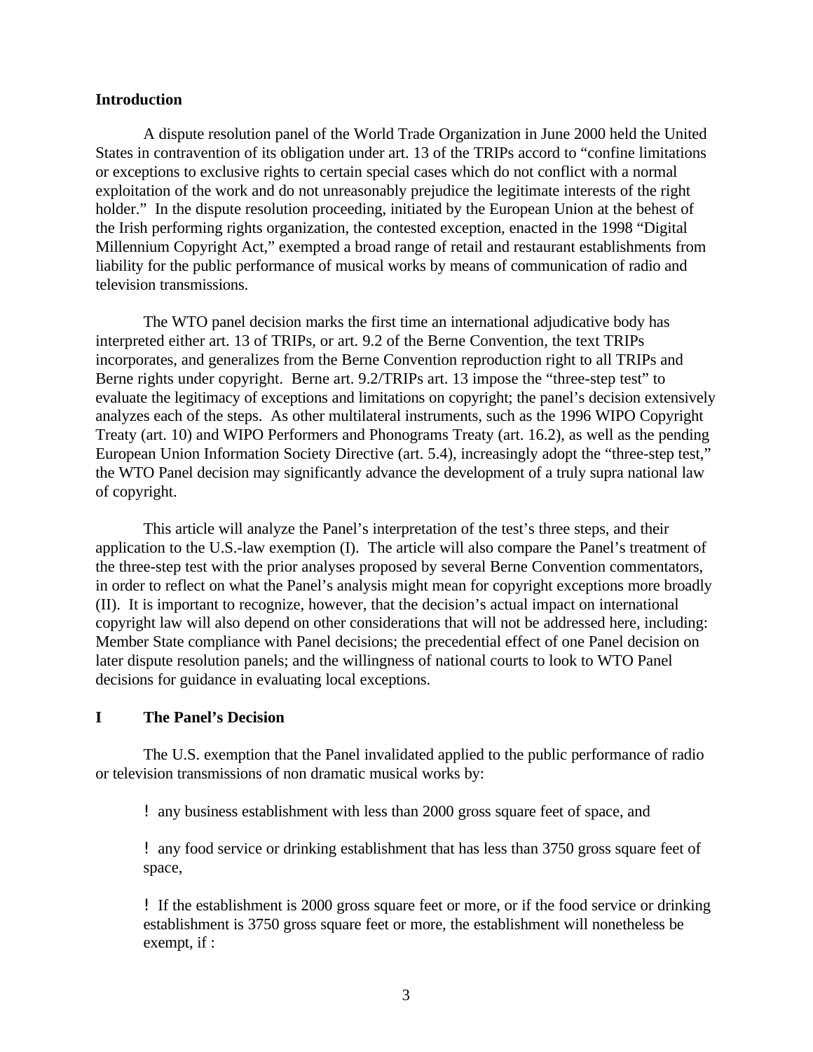## Introduction

A dispute resolution panel of the World Trade Organization in June 2000 held the United States in contravention of its obligation under art. 13 of the TRIPs accord to "confine limitations or exceptions to exclusive rights to certain special cases which do not conflict with a normal exploitation of the work and do not unreasonably prejudice the legitimate interests of the right holder." In the dispute resolution proceeding, initiated by the European Union at the behest of the Irish performing rights organization, the contested exception, enacted in the 1998 "Digital Millennium Copyright Act," exempted a broad range of retail and restaurant establishments from liability for the public performance of musical works by means of communication of radio and television transmissions.

The WTO panel decision marks the first time an international adjudicative body has interpreted either art. 13 of TRIPs, or art. 9.2 of the Berne Convention, the text TRIPs incorporates, and generalizes from the Berne Convention reproduction right to all TRIPs and Berne rights under copyright. Berne art. 9.2/TRIPs art. 13 impose the "three-step test" to evaluate the legitimacy of exceptions and limitations on copyright; the panel's decision extensively analyzes each of the steps. As other multilateral instruments, such as the 1996 WIPO Copyright Treaty (art. 10) and WIPO Performers and Phonograms Treaty (art. 16.2), as well as the pending European Union Information Society Directive (art. 5.4), increasingly adopt the "three-step test," the WTO Panel decision may significantly advance the development of a truly supra national law of copyright.

This article will analyze the Panel's interpretation of the test's three steps, and their application to the U.S.-law exemption (I). The article will also compare the Panel's treatment of the three-step test with the prior analyses proposed by several Berne Convention commentators, in order to reflect on what the Panel's analysis might mean for copyright exceptions more broadly (II). It is important to recognize, however, that the decision's actual impact on international copyright law will also depend on other considerations that will not be addressed here, including: Member State compliance with Panel decisions; the precedential effect of one Panel decision on later dispute resolution panels; and the willingness of national courts to look to WTO Panel decisions for guidance in evaluating local exceptions.

## I The Panel's Decision

The U.S. exemption that the Panel invalidated applied to the public performance of radio or television transmissions of non dramatic musical works by:

- any business establishment with less than 2000 gross square feet of space, and
- any food service or drinking establishment that has less than 3750 gross square feet of space,
- If the establishment is 2000 gross square feet or more, or if the food service or drinking establishment is 3750 gross square feet or more, the establishment will nonetheless be exempt, if :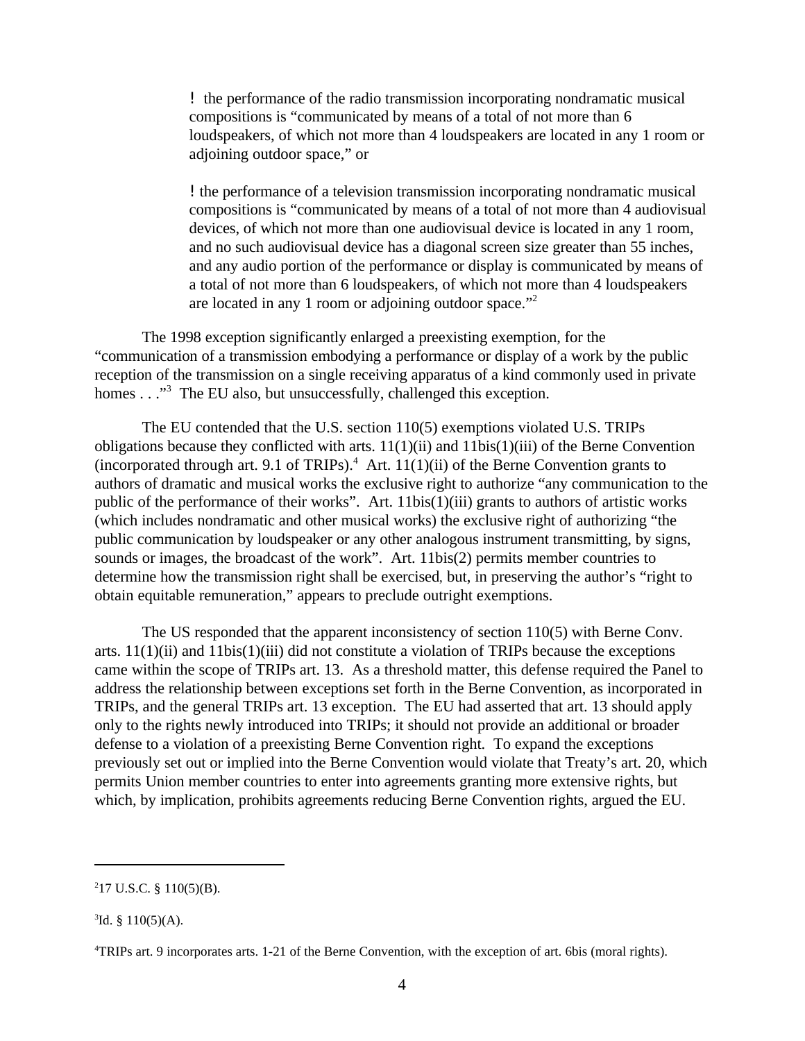! the performance of the radio transmission incorporating nondramatic musical compositions is "communicated by means of a total of not more than 6 loudspeakers, of which not more than 4 loudspeakers are located in any 1 room or adjoining outdoor space," or

! the performance of a television transmission incorporating nondramatic musical compositions is "communicated by means of a total of not more than 4 audiovisual devices, of which not more than one audiovisual device is located in any 1 room, and no such audiovisual device has a diagonal screen size greater than 55 inches, and any audio portion of the performance or display is communicated by means of a total of not more than 6 loudspeakers, of which not more than 4 loudspeakers are located in any 1 room or adjoining outdoor space."[2]

The 1998 exception significantly enlarged a preexisting exemption, for the "communication of a transmission embodying a performance or display of a work by the public reception of the transmission on a single receiving apparatus of a kind commonly used in private homes . . ."[3] The EU also, but unsuccessfully, challenged this exception.

The EU contended that the U.S. section 110(5) exemptions violated U.S. TRIPs obligations because they conflicted with arts. 11(1)(ii) and 11bis(1)(iii) of the Berne Convention (incorporated through art. 9.1 of TRIPs).[4] Art. 11(1)(ii) of the Berne Convention grants to authors of dramatic and musical works the exclusive right to authorize "any communication to the public of the performance of their works". Art. 11bis(1)(iii) grants to authors of artistic works (which includes nondramatic and other musical works) the exclusive right of authorizing "the public communication by loudspeaker or any other analogous instrument transmitting, by signs, sounds or images, the broadcast of the work". Art. 11bis(2) permits member countries to determine how the transmission right shall be exercised, but, in preserving the author's "right to obtain equitable remuneration," appears to preclude outright exemptions.

The US responded that the apparent inconsistency of section 110(5) with Berne Conv. arts. 11(1)(ii) and 11bis(1)(iii) did not constitute a violation of TRIPs because the exceptions came within the scope of TRIPs art. 13. As a threshold matter, this defense required the Panel to address the relationship between exceptions set forth in the Berne Convention, as incorporated in TRIPs, and the general TRIPs art. 13 exception. The EU had asserted that art. 13 should apply only to the rights newly introduced into TRIPs; it should not provide an additional or broader defense to a violation of a preexisting Berne Convention right. To expand the exceptions previously set out or implied into the Berne Convention would violate that Treaty's art. 20, which permits Union member countries to enter into agreements granting more extensive rights, but which, by implication, prohibits agreements reducing Berne Convention rights, argued the EU.

---

[2] 17 U.S.C. § 110(5)(B).

[3] Id. § 110(5)(A).

[4] TRIPs art. 9 incorporates arts. 1-21 of the Berne Convention, with the exception of art. 6bis (moral rights).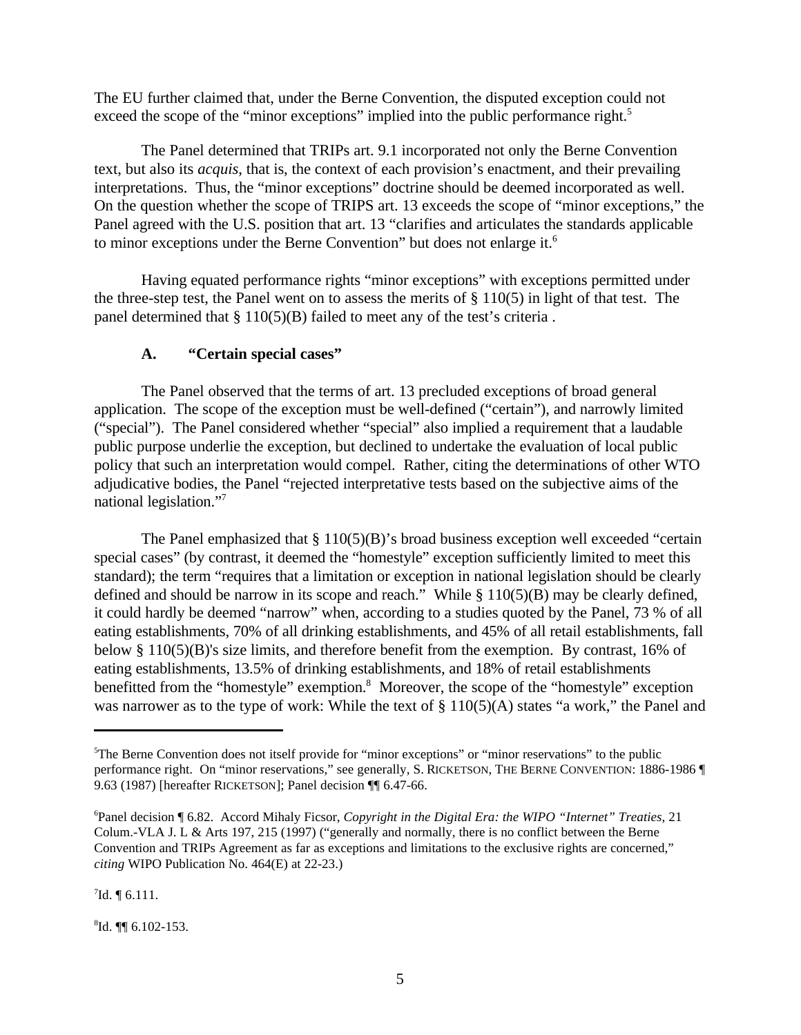The EU further claimed that, under the Berne Convention, the disputed exception could not exceed the scope of the "minor exceptions" implied into the public performance right.[5]

The Panel determined that TRIPs art. 9.1 incorporated not only the Berne Convention text, but also its *acquis*, that is, the context of each provision's enactment, and their prevailing interpretations. Thus, the "minor exceptions" doctrine should be deemed incorporated as well. On the question whether the scope of TRIPS art. 13 exceeds the scope of "minor exceptions," the Panel agreed with the U.S. position that art. 13 "clarifies and articulates the standards applicable to minor exceptions under the Berne Convention" but does not enlarge it.[6]

Having equated performance rights "minor exceptions" with exceptions permitted under the three-step test, the Panel went on to assess the merits of § 110(5) in light of that test. The panel determined that § 110(5)(B) failed to meet any of the test's criteria .

### A. "Certain special cases"

The Panel observed that the terms of art. 13 precluded exceptions of broad general application. The scope of the exception must be well-defined ("certain"), and narrowly limited ("special"). The Panel considered whether "special" also implied a requirement that a laudable public purpose underlie the exception, but declined to undertake the evaluation of local public policy that such an interpretation would compel. Rather, citing the determinations of other WTO adjudicative bodies, the Panel "rejected interpretative tests based on the subjective aims of the national legislation."[7]

The Panel emphasized that § 110(5)(B)'s broad business exception well exceeded "certain special cases" (by contrast, it deemed the "homestyle" exception sufficiently limited to meet this standard); the term "requires that a limitation or exception in national legislation should be clearly defined and should be narrow in its scope and reach." While § 110(5)(B) may be clearly defined, it could hardly be deemed "narrow" when, according to a studies quoted by the Panel, 73 % of all eating establishments, 70% of all drinking establishments, and 45% of all retail establishments, fall below § 110(5)(B)'s size limits, and therefore benefit from the exemption. By contrast, 16% of eating establishments, 13.5% of drinking establishments, and 18% of retail establishments benefitted from the "homestyle" exemption.[8] Moreover, the scope of the "homestyle" exception was narrower as to the type of work: While the text of § 110(5)(A) states "a work," the Panel and

---

[5]The Berne Convention does not itself provide for "minor exceptions" or "minor reservations" to the public performance right. On "minor reservations," see generally, S. RICKETSON, THE BERNE CONVENTION: 1886-1986 ¶ 9.63 (1987) [hereafter RICKETSON]; Panel decision ¶¶ 6.47-66.

[6]Panel decision ¶ 6.82. Accord Mihaly Ficsor, *Copyright in the Digital Era: the WIPO "Internet" Treaties*, 21 Colum.-VLA J. L & Arts 197, 215 (1997) ("generally and normally, there is no conflict between the Berne Convention and TRIPs Agreement as far as exceptions and limitations to the exclusive rights are concerned," *citing* WIPO Publication No. 464(E) at 22-23.)

[7]Id. ¶ 6.111.

[8]Id. ¶¶ 6.102-153.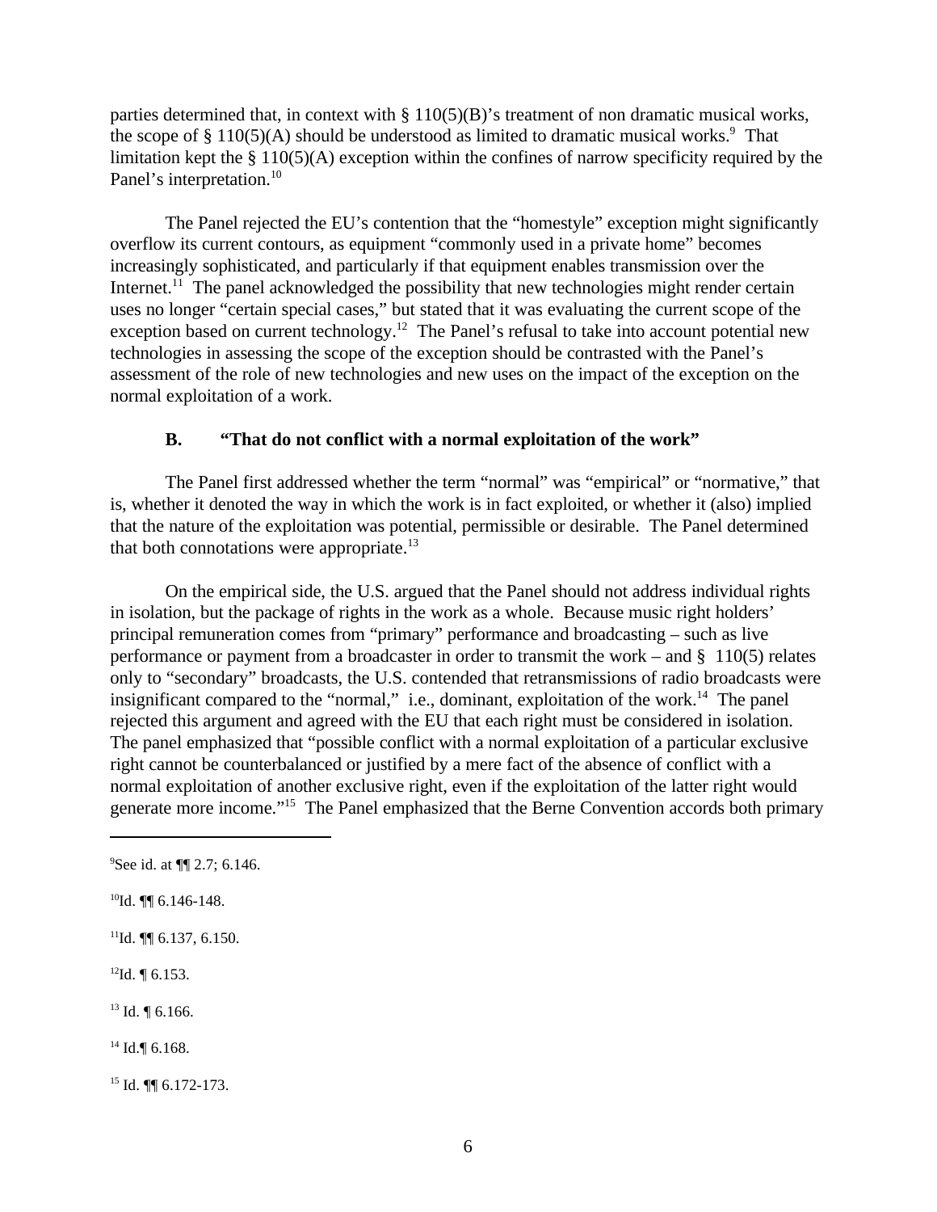parties determined that, in context with § 110(5)(B)'s treatment of non dramatic musical works, the scope of § 110(5)(A) should be understood as limited to dramatic musical works.[9] That limitation kept the § 110(5)(A) exception within the confines of narrow specificity required by the Panel's interpretation.[10]

The Panel rejected the EU's contention that the "homestyle" exception might significantly overflow its current contours, as equipment "commonly used in a private home" becomes increasingly sophisticated, and particularly if that equipment enables transmission over the Internet.[11] The panel acknowledged the possibility that new technologies might render certain uses no longer "certain special cases," but stated that it was evaluating the current scope of the exception based on current technology.[12] The Panel's refusal to take into account potential new technologies in assessing the scope of the exception should be contrasted with the Panel's assessment of the role of new technologies and new uses on the impact of the exception on the normal exploitation of a work.

### B. "That do not conflict with a normal exploitation of the work"

The Panel first addressed whether the term "normal" was "empirical" or "normative," that is, whether it denoted the way in which the work is in fact exploited, or whether it (also) implied that the nature of the exploitation was potential, permissible or desirable. The Panel determined that both connotations were appropriate.[13]

On the empirical side, the U.S. argued that the Panel should not address individual rights in isolation, but the package of rights in the work as a whole. Because music right holders' principal remuneration comes from "primary" performance and broadcasting – such as live performance or payment from a broadcaster in order to transmit the work – and § 110(5) relates only to "secondary" broadcasts, the U.S. contended that retransmissions of radio broadcasts were insignificant compared to the "normal," i.e., dominant, exploitation of the work.[14] The panel rejected this argument and agreed with the EU that each right must be considered in isolation. The panel emphasized that "possible conflict with a normal exploitation of a particular exclusive right cannot be counterbalanced or justified by a mere fact of the absence of conflict with a normal exploitation of another exclusive right, even if the exploitation of the latter right would generate more income."[15] The Panel emphasized that the Berne Convention accords both primary

---

[9] See id. at ¶¶ 2.7; 6.146.

[10] Id. ¶¶ 6.146-148.

[11] Id. ¶¶ 6.137, 6.150.

[12] Id. ¶ 6.153.

[13] Id. ¶ 6.166.

[14] Id.¶ 6.168.

[15] Id. ¶¶ 6.172-173.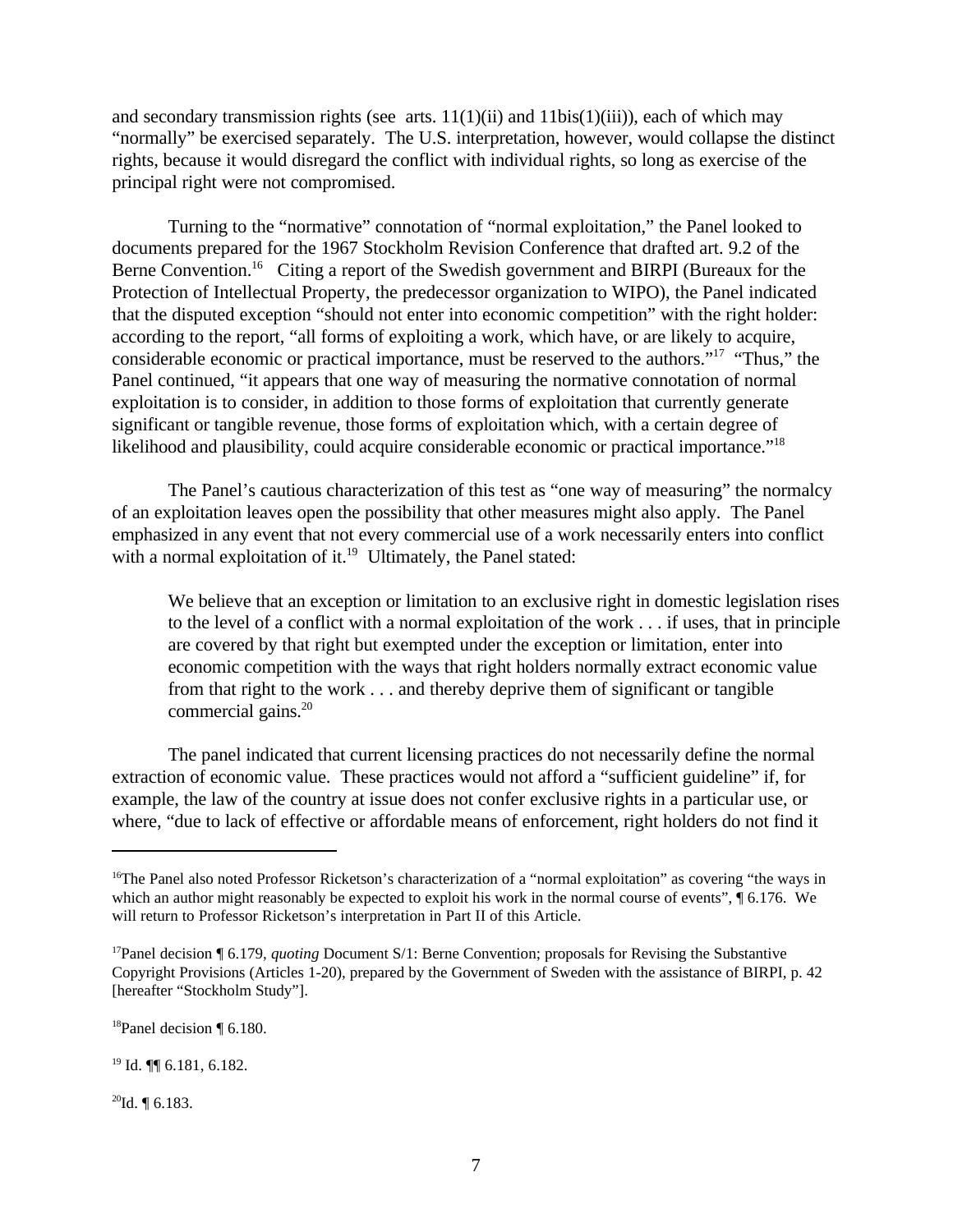and secondary transmission rights (see arts. 11(1)(ii) and 11bis(1)(iii)), each of which may "normally" be exercised separately. The U.S. interpretation, however, would collapse the distinct rights, because it would disregard the conflict with individual rights, so long as exercise of the principal right were not compromised.

Turning to the "normative" connotation of "normal exploitation," the Panel looked to documents prepared for the 1967 Stockholm Revision Conference that drafted art. 9.2 of the Berne Convention.[16] Citing a report of the Swedish government and BIRPI (Bureaux for the Protection of Intellectual Property, the predecessor organization to WIPO), the Panel indicated that the disputed exception "should not enter into economic competition" with the right holder: according to the report, "all forms of exploiting a work, which have, or are likely to acquire, considerable economic or practical importance, must be reserved to the authors."[17] "Thus," the Panel continued, "it appears that one way of measuring the normative connotation of normal exploitation is to consider, in addition to those forms of exploitation that currently generate significant or tangible revenue, those forms of exploitation which, with a certain degree of likelihood and plausibility, could acquire considerable economic or practical importance."[18]

The Panel's cautious characterization of this test as "one way of measuring" the normalcy of an exploitation leaves open the possibility that other measures might also apply. The Panel emphasized in any event that not every commercial use of a work necessarily enters into conflict with a normal exploitation of it.[19] Ultimately, the Panel stated:

> We believe that an exception or limitation to an exclusive right in domestic legislation rises to the level of a conflict with a normal exploitation of the work . . . if uses, that in principle are covered by that right but exempted under the exception or limitation, enter into economic competition with the ways that right holders normally extract economic value from that right to the work . . . and thereby deprive them of significant or tangible commercial gains.[20]

The panel indicated that current licensing practices do not necessarily define the normal extraction of economic value. These practices would not afford a "sufficient guideline" if, for example, the law of the country at issue does not confer exclusive rights in a particular use, or where, "due to lack of effective or affordable means of enforcement, right holders do not find it

---

[16]The Panel also noted Professor Ricketson's characterization of a "normal exploitation" as covering "the ways in which an author might reasonably be expected to exploit his work in the normal course of events", ¶ 6.176. We will return to Professor Ricketson's interpretation in Part II of this Article.

[17]Panel decision ¶ 6.179, *quoting* Document S/1: Berne Convention; proposals for Revising the Substantive Copyright Provisions (Articles 1-20), prepared by the Government of Sweden with the assistance of BIRPI, p. 42 [hereafter "Stockholm Study"].

[18]Panel decision ¶ 6.180.

[19] Id. ¶¶ 6.181, 6.182.

[20]Id. ¶ 6.183.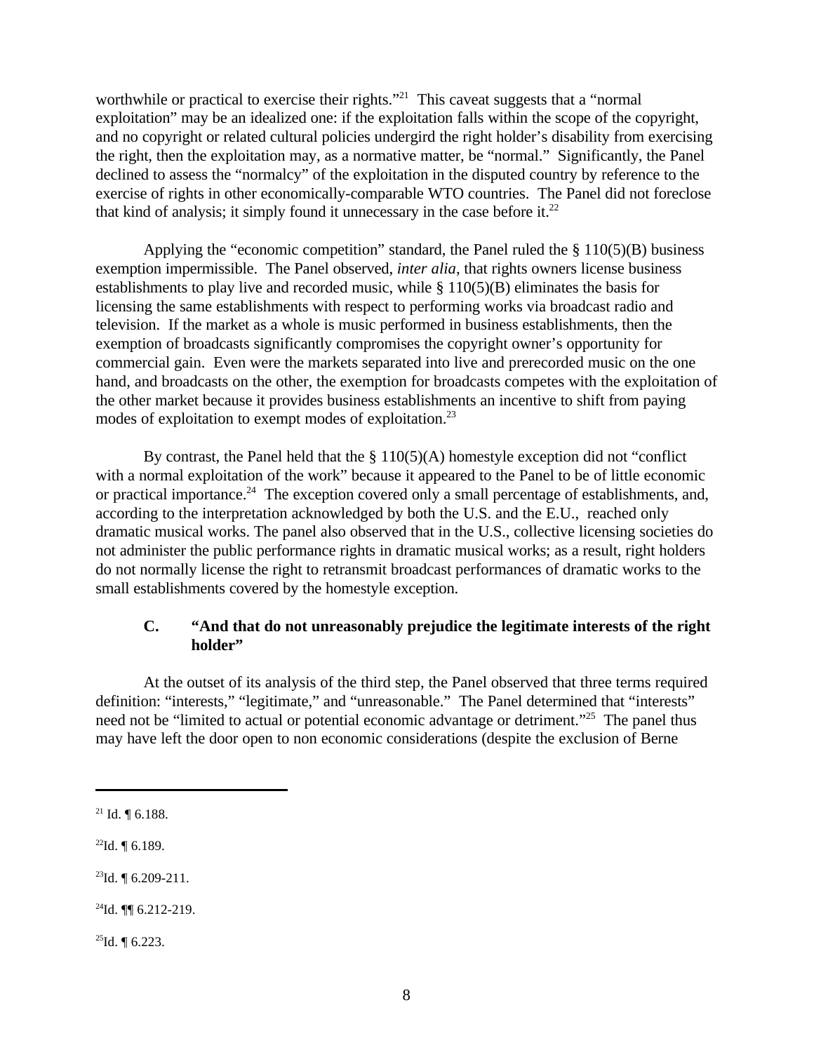worthwhile or practical to exercise their rights."[21] This caveat suggests that a "normal exploitation" may be an idealized one: if the exploitation falls within the scope of the copyright, and no copyright or related cultural policies undergird the right holder's disability from exercising the right, then the exploitation may, as a normative matter, be "normal." Significantly, the Panel declined to assess the "normalcy" of the exploitation in the disputed country by reference to the exercise of rights in other economically-comparable WTO countries. The Panel did not foreclose that kind of analysis; it simply found it unnecessary in the case before it.[22]

Applying the "economic competition" standard, the Panel ruled the § 110(5)(B) business exemption impermissible. The Panel observed, *inter alia*, that rights owners license business establishments to play live and recorded music, while § 110(5)(B) eliminates the basis for licensing the same establishments with respect to performing works via broadcast radio and television. If the market as a whole is music performed in business establishments, then the exemption of broadcasts significantly compromises the copyright owner's opportunity for commercial gain. Even were the markets separated into live and prerecorded music on the one hand, and broadcasts on the other, the exemption for broadcasts competes with the exploitation of the other market because it provides business establishments an incentive to shift from paying modes of exploitation to exempt modes of exploitation.[23]

By contrast, the Panel held that the § 110(5)(A) homestyle exception did not "conflict with a normal exploitation of the work" because it appeared to the Panel to be of little economic or practical importance.[24] The exception covered only a small percentage of establishments, and, according to the interpretation acknowledged by both the U.S. and the E.U., reached only dramatic musical works. The panel also observed that in the U.S., collective licensing societies do not administer the public performance rights in dramatic musical works; as a result, right holders do not normally license the right to retransmit broadcast performances of dramatic works to the small establishments covered by the homestyle exception.

### C. "And that do not unreasonably prejudice the legitimate interests of the right holder"

At the outset of its analysis of the third step, the Panel observed that three terms required definition: "interests," "legitimate," and "unreasonable." The Panel determined that "interests" need not be "limited to actual or potential economic advantage or detriment."[25] The panel thus may have left the door open to non economic considerations (despite the exclusion of Berne

---

[21] Id. ¶ 6.188.

[22] Id. ¶ 6.189.

[23] Id. ¶ 6.209-211.

[24] Id. ¶¶ 6.212-219.

[25] Id. ¶ 6.223.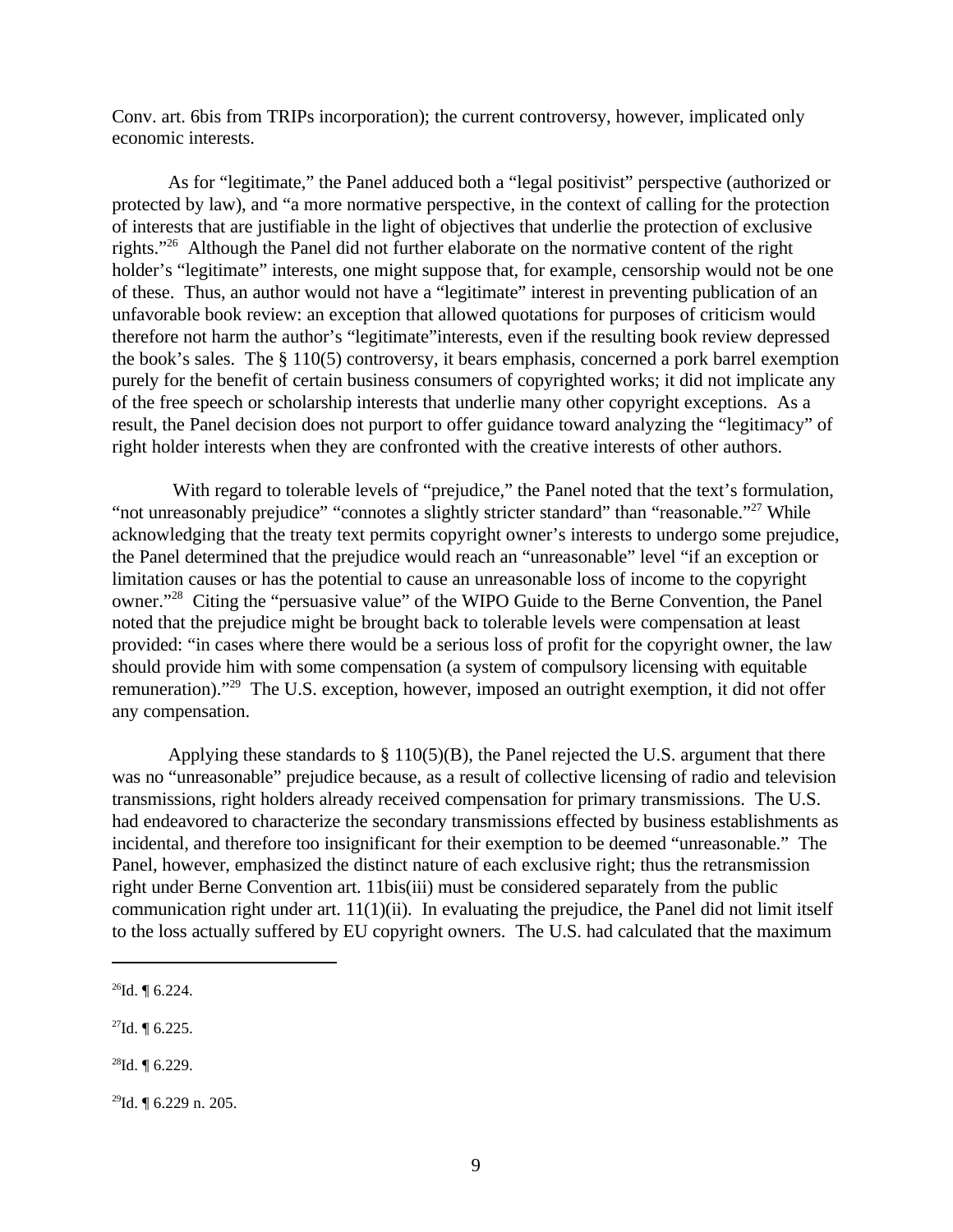Conv. art. 6bis from TRIPs incorporation); the current controversy, however, implicated only economic interests.

As for "legitimate," the Panel adduced both a "legal positivist" perspective (authorized or protected by law), and "a more normative perspective, in the context of calling for the protection of interests that are justifiable in the light of objectives that underlie the protection of exclusive rights."[26] Although the Panel did not further elaborate on the normative content of the right holder's "legitimate" interests, one might suppose that, for example, censorship would not be one of these. Thus, an author would not have a "legitimate" interest in preventing publication of an unfavorable book review: an exception that allowed quotations for purposes of criticism would therefore not harm the author's "legitimate"interests, even if the resulting book review depressed the book's sales. The § 110(5) controversy, it bears emphasis, concerned a pork barrel exemption purely for the benefit of certain business consumers of copyrighted works; it did not implicate any of the free speech or scholarship interests that underlie many other copyright exceptions. As a result, the Panel decision does not purport to offer guidance toward analyzing the "legitimacy" of right holder interests when they are confronted with the creative interests of other authors.

With regard to tolerable levels of "prejudice," the Panel noted that the text's formulation, "not unreasonably prejudice" "connotes a slightly stricter standard" than "reasonable."[27] While acknowledging that the treaty text permits copyright owner's interests to undergo some prejudice, the Panel determined that the prejudice would reach an "unreasonable" level "if an exception or limitation causes or has the potential to cause an unreasonable loss of income to the copyright owner."[28] Citing the "persuasive value" of the WIPO Guide to the Berne Convention, the Panel noted that the prejudice might be brought back to tolerable levels were compensation at least provided: "in cases where there would be a serious loss of profit for the copyright owner, the law should provide him with some compensation (a system of compulsory licensing with equitable remuneration)."[29] The U.S. exception, however, imposed an outright exemption, it did not offer any compensation.

Applying these standards to § 110(5)(B), the Panel rejected the U.S. argument that there was no "unreasonable" prejudice because, as a result of collective licensing of radio and television transmissions, right holders already received compensation for primary transmissions. The U.S. had endeavored to characterize the secondary transmissions effected by business establishments as incidental, and therefore too insignificant for their exemption to be deemed "unreasonable." The Panel, however, emphasized the distinct nature of each exclusive right; thus the retransmission right under Berne Convention art. 11bis(iii) must be considered separately from the public communication right under art. 11(1)(ii). In evaluating the prejudice, the Panel did not limit itself to the loss actually suffered by EU copyright owners. The U.S. had calculated that the maximum

---

[26] Id. ¶ 6.224.

[27] Id. ¶ 6.225.

[28] Id. ¶ 6.229.

[29] Id. ¶ 6.229 n. 205.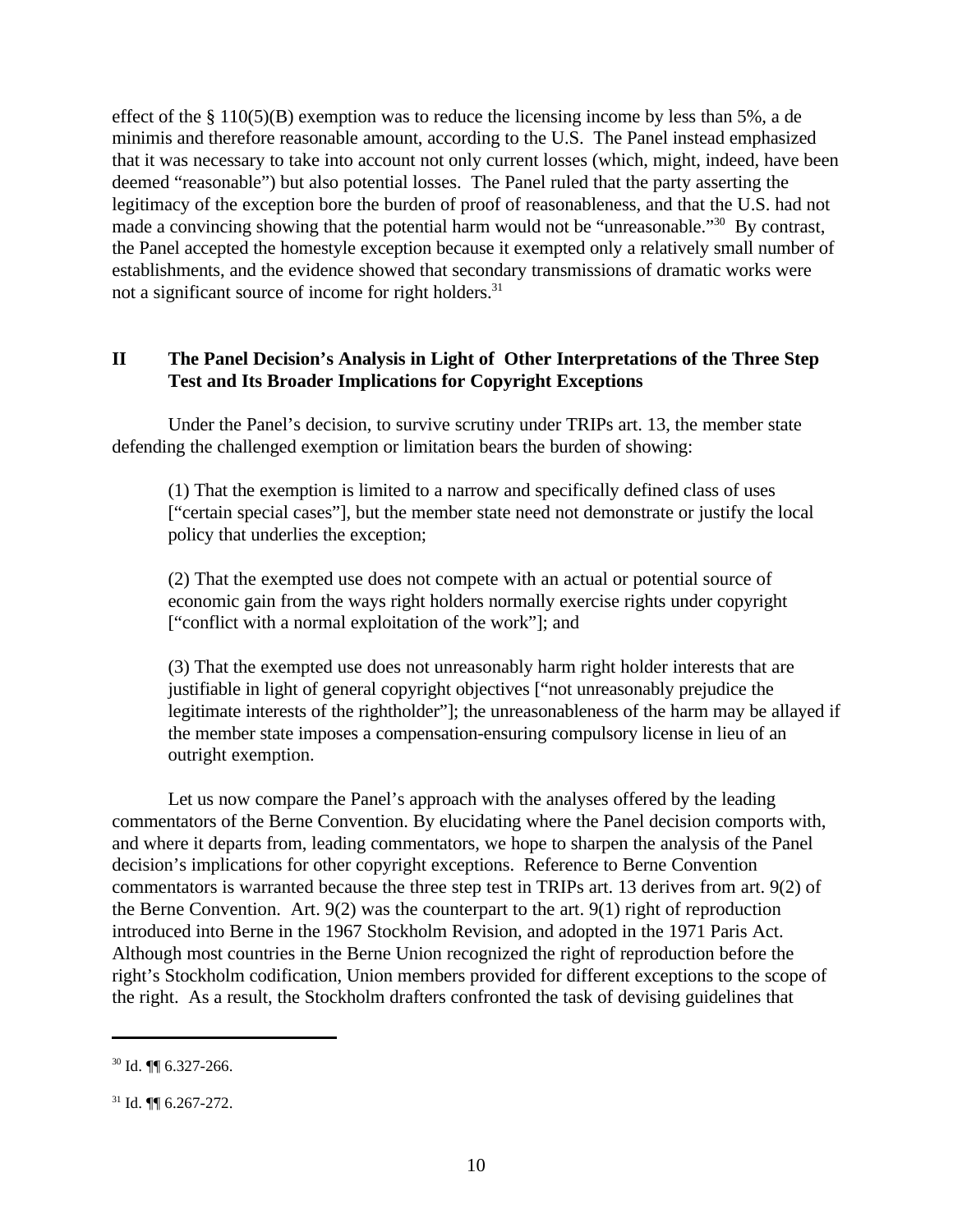effect of the § 110(5)(B) exemption was to reduce the licensing income by less than 5%, a de minimis and therefore reasonable amount, according to the U.S. The Panel instead emphasized that it was necessary to take into account not only current losses (which, might, indeed, have been deemed "reasonable") but also potential losses. The Panel ruled that the party asserting the legitimacy of the exception bore the burden of proof of reasonableness, and that the U.S. had not made a convincing showing that the potential harm would not be "unreasonable."[30] By contrast, the Panel accepted the homestyle exception because it exempted only a relatively small number of establishments, and the evidence showed that secondary transmissions of dramatic works were not a significant source of income for right holders.[31]

## II The Panel Decision's Analysis in Light of Other Interpretations of the Three Step Test and Its Broader Implications for Copyright Exceptions

Under the Panel's decision, to survive scrutiny under TRIPs art. 13, the member state defending the challenged exemption or limitation bears the burden of showing:

> (1) That the exemption is limited to a narrow and specifically defined class of uses ["certain special cases"], but the member state need not demonstrate or justify the local policy that underlies the exception;
>
> (2) That the exempted use does not compete with an actual or potential source of economic gain from the ways right holders normally exercise rights under copyright ["conflict with a normal exploitation of the work"]; and
>
> (3) That the exempted use does not unreasonably harm right holder interests that are justifiable in light of general copyright objectives ["not unreasonably prejudice the legitimate interests of the rightholder"]; the unreasonableness of the harm may be allayed if the member state imposes a compensation-ensuring compulsory license in lieu of an outright exemption.

Let us now compare the Panel's approach with the analyses offered by the leading commentators of the Berne Convention. By elucidating where the Panel decision comports with, and where it departs from, leading commentators, we hope to sharpen the analysis of the Panel decision's implications for other copyright exceptions. Reference to Berne Convention commentators is warranted because the three step test in TRIPs art. 13 derives from art. 9(2) of the Berne Convention. Art. 9(2) was the counterpart to the art. 9(1) right of reproduction introduced into Berne in the 1967 Stockholm Revision, and adopted in the 1971 Paris Act. Although most countries in the Berne Union recognized the right of reproduction before the right's Stockholm codification, Union members provided for different exceptions to the scope of the right. As a result, the Stockholm drafters confronted the task of devising guidelines that

---

[30] Id. ¶¶ 6.327-266.

[31] Id. ¶¶ 6.267-272.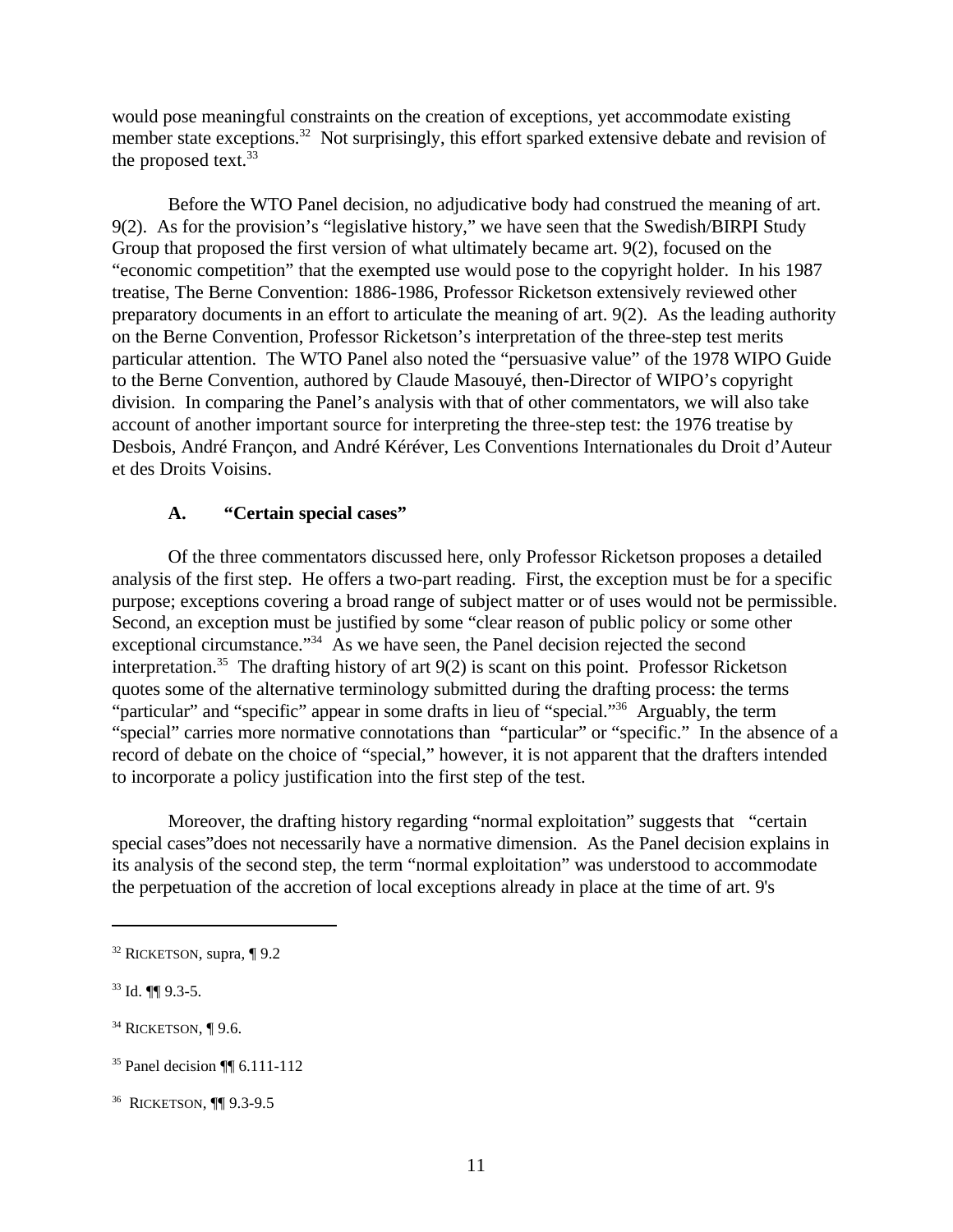would pose meaningful constraints on the creation of exceptions, yet accommodate existing member state exceptions.[32] Not surprisingly, this effort sparked extensive debate and revision of the proposed text.[33]

Before the WTO Panel decision, no adjudicative body had construed the meaning of art. 9(2). As for the provision's "legislative history," we have seen that the Swedish/BIRPI Study Group that proposed the first version of what ultimately became art. 9(2), focused on the "economic competition" that the exempted use would pose to the copyright holder. In his 1987 treatise, The Berne Convention: 1886-1986, Professor Ricketson extensively reviewed other preparatory documents in an effort to articulate the meaning of art. 9(2). As the leading authority on the Berne Convention, Professor Ricketson's interpretation of the three-step test merits particular attention. The WTO Panel also noted the "persuasive value" of the 1978 WIPO Guide to the Berne Convention, authored by Claude Masouyé, then-Director of WIPO's copyright division. In comparing the Panel's analysis with that of other commentators, we will also take account of another important source for interpreting the three-step test: the 1976 treatise by Desbois, André Françon, and André Kéréver, Les Conventions Internationales du Droit d'Auteur et des Droits Voisins.

### A. "Certain special cases"

Of the three commentators discussed here, only Professor Ricketson proposes a detailed analysis of the first step. He offers a two-part reading. First, the exception must be for a specific purpose; exceptions covering a broad range of subject matter or of uses would not be permissible. Second, an exception must be justified by some "clear reason of public policy or some other exceptional circumstance."[34] As we have seen, the Panel decision rejected the second interpretation.[35] The drafting history of art 9(2) is scant on this point. Professor Ricketson quotes some of the alternative terminology submitted during the drafting process: the terms "particular" and "specific" appear in some drafts in lieu of "special."[36] Arguably, the term "special" carries more normative connotations than "particular" or "specific." In the absence of a record of debate on the choice of "special," however, it is not apparent that the drafters intended to incorporate a policy justification into the first step of the test.

Moreover, the drafting history regarding "normal exploitation" suggests that "certain special cases"does not necessarily have a normative dimension. As the Panel decision explains in its analysis of the second step, the term "normal exploitation" was understood to accommodate the perpetuation of the accretion of local exceptions already in place at the time of art. 9's

---

[32] RICKETSON, supra, ¶ 9.2

[33] Id. ¶¶ 9.3-5.

[34] RICKETSON, ¶ 9.6.

[35] Panel decision ¶¶ 6.111-112

[36] RICKETSON, ¶¶ 9.3-9.5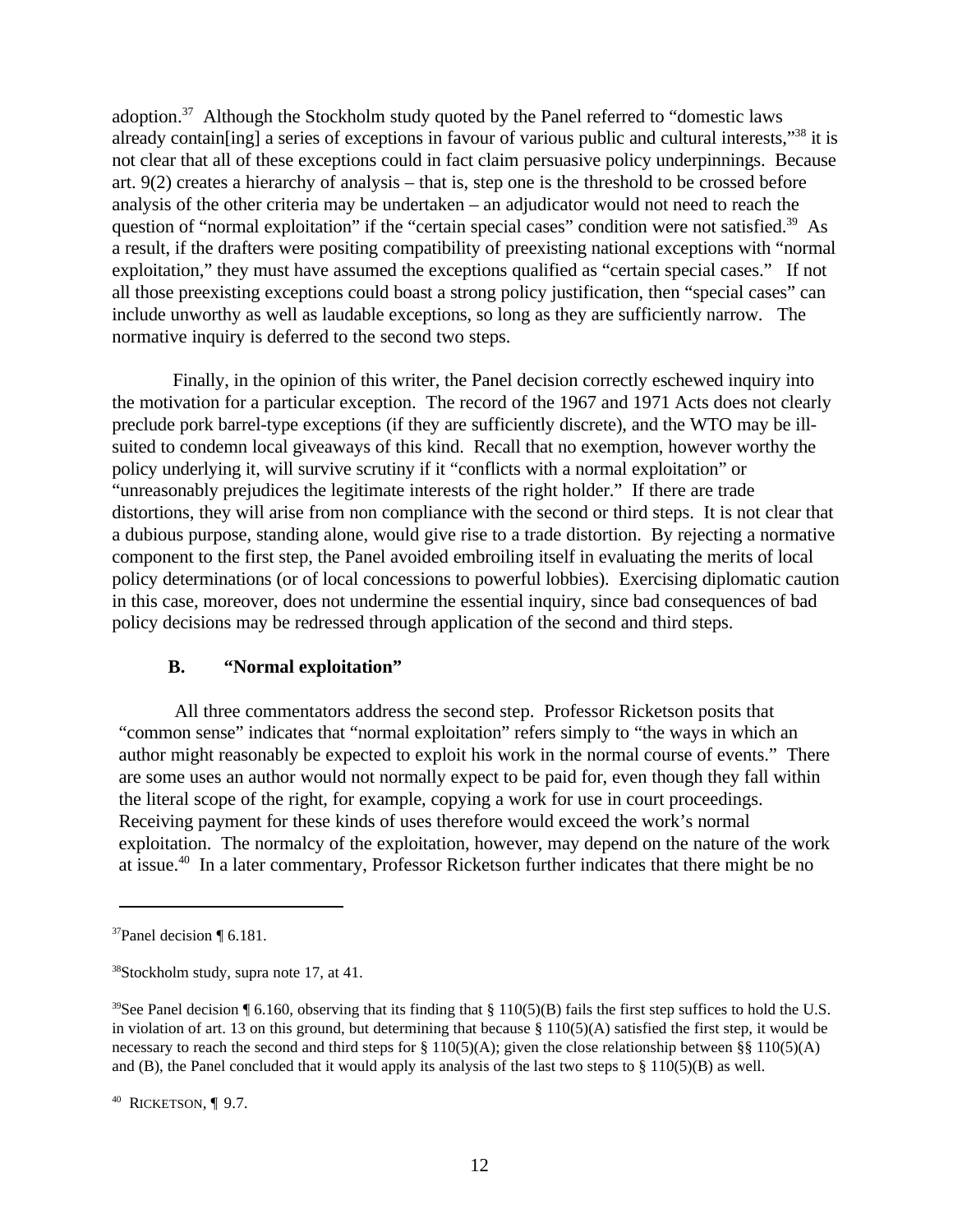adoption.[37] Although the Stockholm study quoted by the Panel referred to "domestic laws already contain[ing] a series of exceptions in favour of various public and cultural interests,"[38] it is not clear that all of these exceptions could in fact claim persuasive policy underpinnings. Because art. 9(2) creates a hierarchy of analysis – that is, step one is the threshold to be crossed before analysis of the other criteria may be undertaken – an adjudicator would not need to reach the question of "normal exploitation" if the "certain special cases" condition were not satisfied.[39] As a result, if the drafters were positing compatibility of preexisting national exceptions with "normal exploitation," they must have assumed the exceptions qualified as "certain special cases." If not all those preexisting exceptions could boast a strong policy justification, then "special cases" can include unworthy as well as laudable exceptions, so long as they are sufficiently narrow. The normative inquiry is deferred to the second two steps.

Finally, in the opinion of this writer, the Panel decision correctly eschewed inquiry into the motivation for a particular exception. The record of the 1967 and 1971 Acts does not clearly preclude pork barrel-type exceptions (if they are sufficiently discrete), and the WTO may be ill-suited to condemn local giveaways of this kind. Recall that no exemption, however worthy the policy underlying it, will survive scrutiny if it "conflicts with a normal exploitation" or "unreasonably prejudices the legitimate interests of the right holder." If there are trade distortions, they will arise from non compliance with the second or third steps. It is not clear that a dubious purpose, standing alone, would give rise to a trade distortion. By rejecting a normative component to the first step, the Panel avoided embroiling itself in evaluating the merits of local policy determinations (or of local concessions to powerful lobbies). Exercising diplomatic caution in this case, moreover, does not undermine the essential inquiry, since bad consequences of bad policy decisions may be redressed through application of the second and third steps.

### B. "Normal exploitation"

All three commentators address the second step. Professor Ricketson posits that "common sense" indicates that "normal exploitation" refers simply to "the ways in which an author might reasonably be expected to exploit his work in the normal course of events." There are some uses an author would not normally expect to be paid for, even though they fall within the literal scope of the right, for example, copying a work for use in court proceedings. Receiving payment for these kinds of uses therefore would exceed the work's normal exploitation. The normalcy of the exploitation, however, may depend on the nature of the work at issue.[40] In a later commentary, Professor Ricketson further indicates that there might be no

---

[37] Panel decision ¶ 6.181.

[38] Stockholm study, supra note 17, at 41.

[39] See Panel decision ¶ 6.160, observing that its finding that § 110(5)(B) fails the first step suffices to hold the U.S. in violation of art. 13 on this ground, but determining that because § 110(5)(A) satisfied the first step, it would be necessary to reach the second and third steps for § 110(5)(A); given the close relationship between §§ 110(5)(A) and (B), the Panel concluded that it would apply its analysis of the last two steps to § 110(5)(B) as well.

[40] RICKETSON, ¶ 9.7.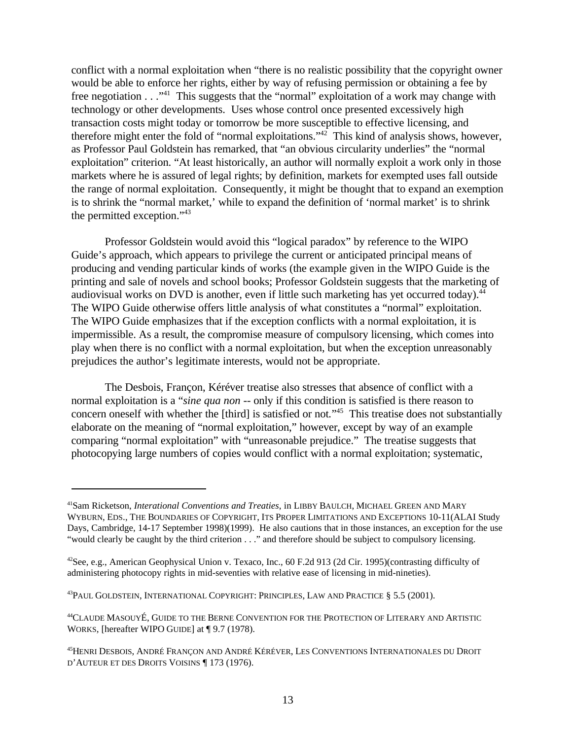conflict with a normal exploitation when "there is no realistic possibility that the copyright owner would be able to enforce her rights, either by way of refusing permission or obtaining a fee by free negotiation . . ."[41] This suggests that the "normal" exploitation of a work may change with technology or other developments. Uses whose control once presented excessively high transaction costs might today or tomorrow be more susceptible to effective licensing, and therefore might enter the fold of "normal exploitations."[42] This kind of analysis shows, however, as Professor Paul Goldstein has remarked, that "an obvious circularity underlies" the "normal exploitation" criterion. "At least historically, an author will normally exploit a work only in those markets where he is assured of legal rights; by definition, markets for exempted uses fall outside the range of normal exploitation. Consequently, it might be thought that to expand an exemption is to shrink the "normal market,' while to expand the definition of 'normal market' is to shrink the permitted exception."[43]

Professor Goldstein would avoid this "logical paradox" by reference to the WIPO Guide's approach, which appears to privilege the current or anticipated principal means of producing and vending particular kinds of works (the example given in the WIPO Guide is the printing and sale of novels and school books; Professor Goldstein suggests that the marketing of audiovisual works on DVD is another, even if little such marketing has yet occurred today).[44] The WIPO Guide otherwise offers little analysis of what constitutes a "normal" exploitation. The WIPO Guide emphasizes that if the exception conflicts with a normal exploitation, it is impermissible. As a result, the compromise measure of compulsory licensing, which comes into play when there is no conflict with a normal exploitation, but when the exception unreasonably prejudices the author's legitimate interests, would not be appropriate.

The Desbois, Françon, Kéréver treatise also stresses that absence of conflict with a normal exploitation is a "*sine qua non* -- only if this condition is satisfied is there reason to concern oneself with whether the [third] is satisfied or not."[45] This treatise does not substantially elaborate on the meaning of "normal exploitation," however, except by way of an example comparing "normal exploitation" with "unreasonable prejudice." The treatise suggests that photocopying large numbers of copies would conflict with a normal exploitation; systematic,

---

[41] Sam Ricketson, *Interational Conventions and Treaties*, in LIBBY BAULCH, MICHAEL GREEN AND MARY WYBURN, EDS., THE BOUNDARIES OF COPYRIGHT, ITS PROPER LIMITATIONS AND EXCEPTIONS 10-11(ALAI Study Days, Cambridge, 14-17 September 1998)(1999). He also cautions that in those instances, an exception for the use "would clearly be caught by the third criterion . . ." and therefore should be subject to compulsory licensing.

[42] See, e.g., American Geophysical Union v. Texaco, Inc., 60 F.2d 913 (2d Cir. 1995)(contrasting difficulty of administering photocopy rights in mid-seventies with relative ease of licensing in mid-nineties).

[43] PAUL GOLDSTEIN, INTERNATIONAL COPYRIGHT: PRINCIPLES, LAW AND PRACTICE § 5.5 (2001).

[44] CLAUDE MASOUYÉ, GUIDE TO THE BERNE CONVENTION FOR THE PROTECTION OF LITERARY AND ARTISTIC WORKS, [hereafter WIPO GUIDE] at ¶ 9.7 (1978).

[45] HENRI DESBOIS, ANDRÉ FRANÇON AND ANDRÉ KÉRÉVER, LES CONVENTIONS INTERNATIONALES DU DROIT D'AUTEUR ET DES DROITS VOISINS ¶ 173 (1976).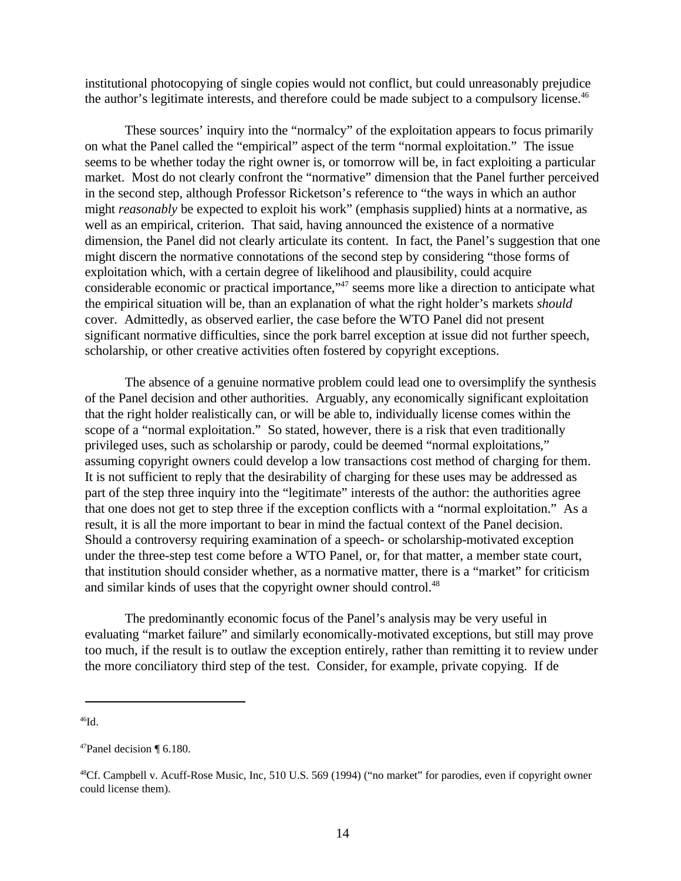institutional photocopying of single copies would not conflict, but could unreasonably prejudice the author's legitimate interests, and therefore could be made subject to a compulsory license.[46]

These sources' inquiry into the "normalcy" of the exploitation appears to focus primarily on what the Panel called the "empirical" aspect of the term "normal exploitation." The issue seems to be whether today the right owner is, or tomorrow will be, in fact exploiting a particular market. Most do not clearly confront the "normative" dimension that the Panel further perceived in the second step, although Professor Ricketson's reference to "the ways in which an author might *reasonably* be expected to exploit his work" (emphasis supplied) hints at a normative, as well as an empirical, criterion. That said, having announced the existence of a normative dimension, the Panel did not clearly articulate its content. In fact, the Panel's suggestion that one might discern the normative connotations of the second step by considering "those forms of exploitation which, with a certain degree of likelihood and plausibility, could acquire considerable economic or practical importance,"[47] seems more like a direction to anticipate what the empirical situation will be, than an explanation of what the right holder's markets *should* cover. Admittedly, as observed earlier, the case before the WTO Panel did not present significant normative difficulties, since the pork barrel exception at issue did not further speech, scholarship, or other creative activities often fostered by copyright exceptions.

The absence of a genuine normative problem could lead one to oversimplify the synthesis of the Panel decision and other authorities. Arguably, any economically significant exploitation that the right holder realistically can, or will be able to, individually license comes within the scope of a "normal exploitation." So stated, however, there is a risk that even traditionally privileged uses, such as scholarship or parody, could be deemed "normal exploitations," assuming copyright owners could develop a low transactions cost method of charging for them. It is not sufficient to reply that the desirability of charging for these uses may be addressed as part of the step three inquiry into the "legitimate" interests of the author: the authorities agree that one does not get to step three if the exception conflicts with a "normal exploitation." As a result, it is all the more important to bear in mind the factual context of the Panel decision. Should a controversy requiring examination of a speech- or scholarship-motivated exception under the three-step test come before a WTO Panel, or, for that matter, a member state court, that institution should consider whether, as a normative matter, there is a "market" for criticism and similar kinds of uses that the copyright owner should control.[48]

The predominantly economic focus of the Panel's analysis may be very useful in evaluating "market failure" and similarly economically-motivated exceptions, but still may prove too much, if the result is to outlaw the exception entirely, rather than remitting it to review under the more conciliatory third step of the test. Consider, for example, private copying. If de

---

[46]Id.

[47]Panel decision ¶ 6.180.

[48]Cf. Campbell v. Acuff-Rose Music, Inc, 510 U.S. 569 (1994) ("no market" for parodies, even if copyright owner could license them).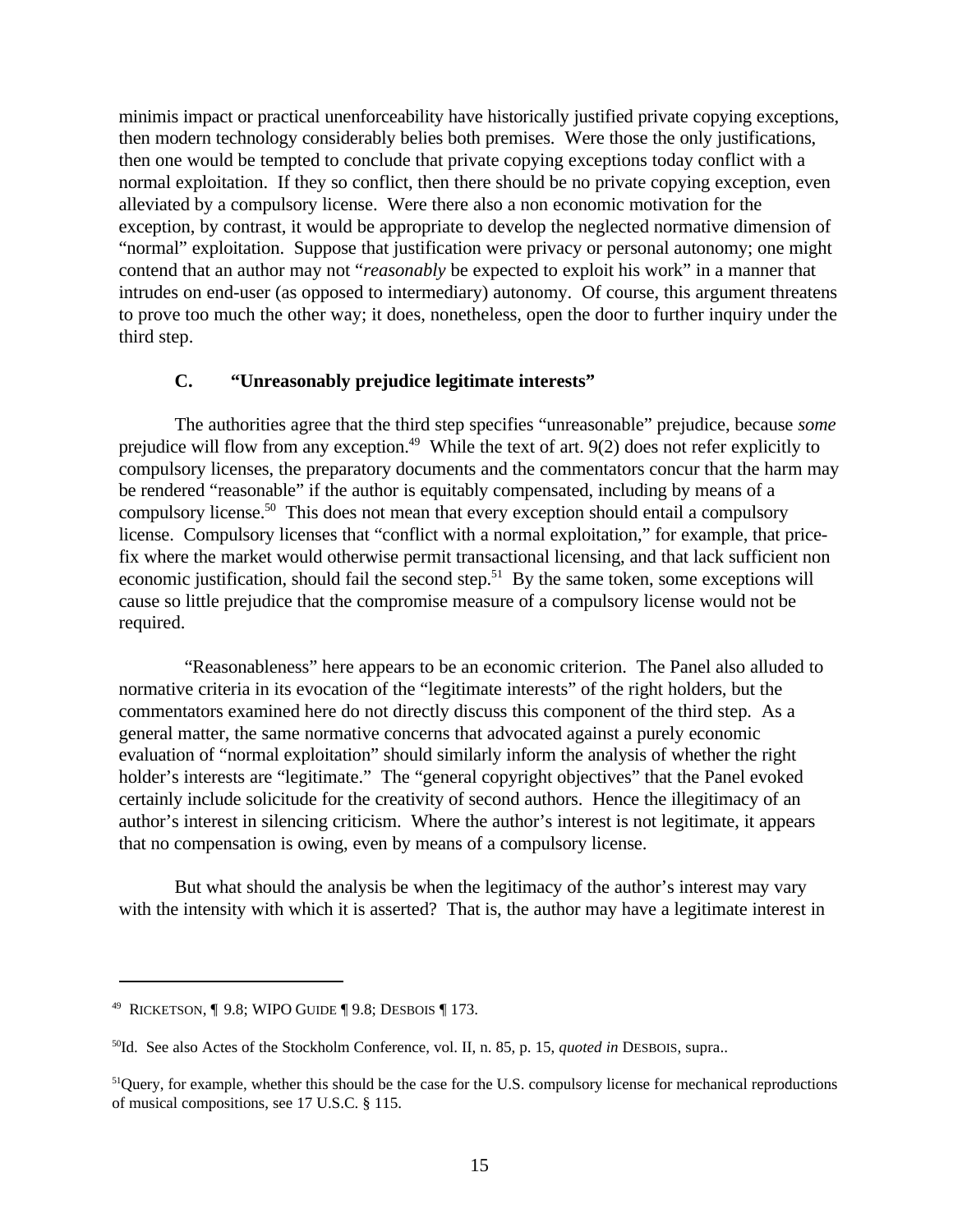minimis impact or practical unenforceability have historically justified private copying exceptions, then modern technology considerably belies both premises. Were those the only justifications, then one would be tempted to conclude that private copying exceptions today conflict with a normal exploitation. If they so conflict, then there should be no private copying exception, even alleviated by a compulsory license. Were there also a non economic motivation for the exception, by contrast, it would be appropriate to develop the neglected normative dimension of "normal" exploitation. Suppose that justification were privacy or personal autonomy; one might contend that an author may not "*reasonably* be expected to exploit his work" in a manner that intrudes on end-user (as opposed to intermediary) autonomy. Of course, this argument threatens to prove too much the other way; it does, nonetheless, open the door to further inquiry under the third step.

### C. "Unreasonably prejudice legitimate interests"

The authorities agree that the third step specifies "unreasonable" prejudice, because *some* prejudice will flow from any exception.[49] While the text of art. 9(2) does not refer explicitly to compulsory licenses, the preparatory documents and the commentators concur that the harm may be rendered "reasonable" if the author is equitably compensated, including by means of a compulsory license.[50] This does not mean that every exception should entail a compulsory license. Compulsory licenses that "conflict with a normal exploitation," for example, that price-fix where the market would otherwise permit transactional licensing, and that lack sufficient non economic justification, should fail the second step.[51] By the same token, some exceptions will cause so little prejudice that the compromise measure of a compulsory license would not be required.

"Reasonableness" here appears to be an economic criterion. The Panel also alluded to normative criteria in its evocation of the "legitimate interests" of the right holders, but the commentators examined here do not directly discuss this component of the third step. As a general matter, the same normative concerns that advocated against a purely economic evaluation of "normal exploitation" should similarly inform the analysis of whether the right holder's interests are "legitimate." The "general copyright objectives" that the Panel evoked certainly include solicitude for the creativity of second authors. Hence the illegitimacy of an author's interest in silencing criticism. Where the author's interest is not legitimate, it appears that no compensation is owing, even by means of a compulsory license.

But what should the analysis be when the legitimacy of the author's interest may vary with the intensity with which it is asserted? That is, the author may have a legitimate interest in

---

[49] RICKETSON, ¶ 9.8; WIPO GUIDE ¶ 9.8; DESBOIS ¶ 173.

[50] Id. See also Actes of the Stockholm Conference, vol. II, n. 85, p. 15, *quoted in* DESBOIS, supra..

[51] Query, for example, whether this should be the case for the U.S. compulsory license for mechanical reproductions of musical compositions, see 17 U.S.C. § 115.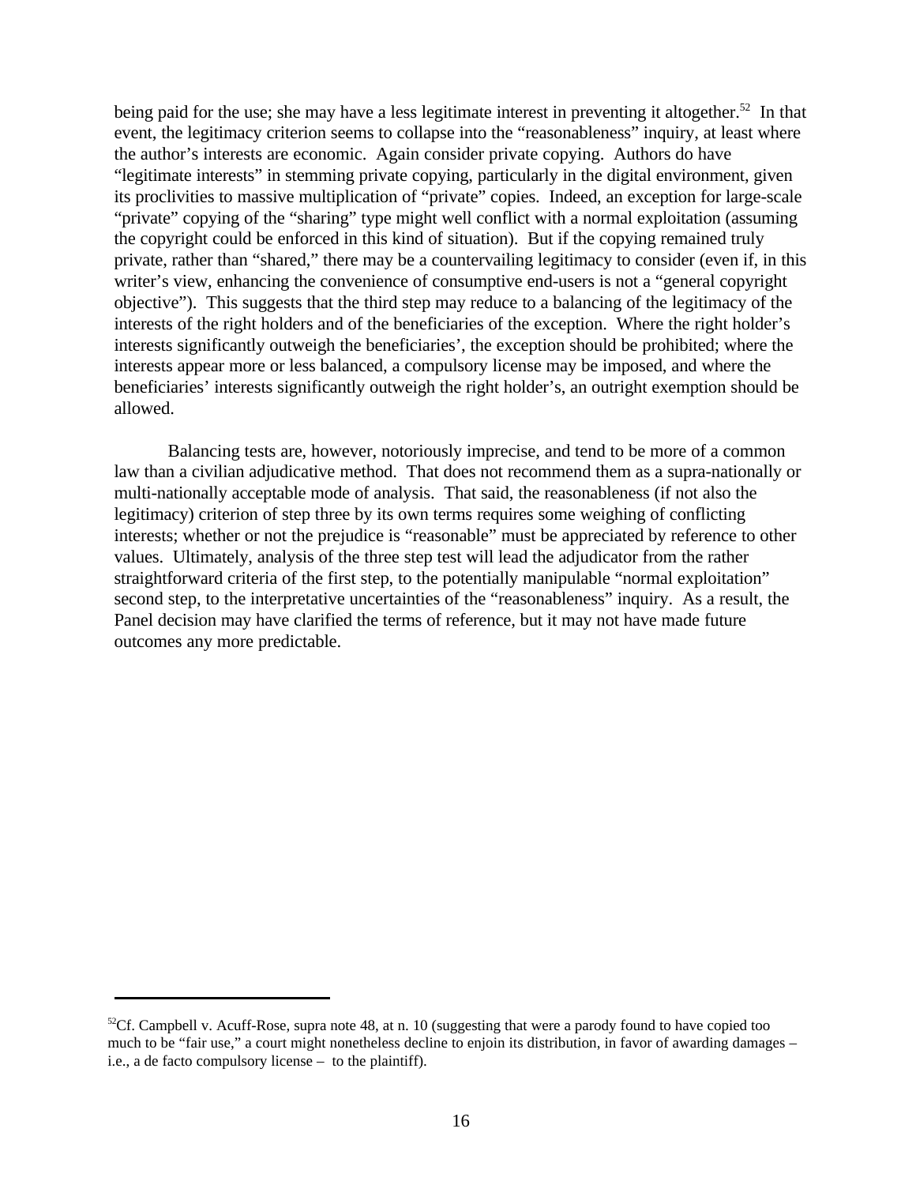being paid for the use; she may have a less legitimate interest in preventing it altogether.[52] In that event, the legitimacy criterion seems to collapse into the "reasonableness" inquiry, at least where the author's interests are economic. Again consider private copying. Authors do have "legitimate interests" in stemming private copying, particularly in the digital environment, given its proclivities to massive multiplication of "private" copies. Indeed, an exception for large-scale "private" copying of the "sharing" type might well conflict with a normal exploitation (assuming the copyright could be enforced in this kind of situation). But if the copying remained truly private, rather than "shared," there may be a countervailing legitimacy to consider (even if, in this writer's view, enhancing the convenience of consumptive end-users is not a "general copyright objective"). This suggests that the third step may reduce to a balancing of the legitimacy of the interests of the right holders and of the beneficiaries of the exception. Where the right holder's interests significantly outweigh the beneficiaries', the exception should be prohibited; where the interests appear more or less balanced, a compulsory license may be imposed, and where the beneficiaries' interests significantly outweigh the right holder's, an outright exemption should be allowed.

Balancing tests are, however, notoriously imprecise, and tend to be more of a common law than a civilian adjudicative method. That does not recommend them as a supra-nationally or multi-nationally acceptable mode of analysis. That said, the reasonableness (if not also the legitimacy) criterion of step three by its own terms requires some weighing of conflicting interests; whether or not the prejudice is "reasonable" must be appreciated by reference to other values. Ultimately, analysis of the three step test will lead the adjudicator from the rather straightforward criteria of the first step, to the potentially manipulable "normal exploitation" second step, to the interpretative uncertainties of the "reasonableness" inquiry. As a result, the Panel decision may have clarified the terms of reference, but it may not have made future outcomes any more predictable.

---

[52] Cf. Campbell v. Acuff-Rose, supra note 48, at n. 10 (suggesting that were a parody found to have copied too much to be "fair use," a court might nonetheless decline to enjoin its distribution, in favor of awarding damages – i.e., a de facto compulsory license – to the plaintiff).